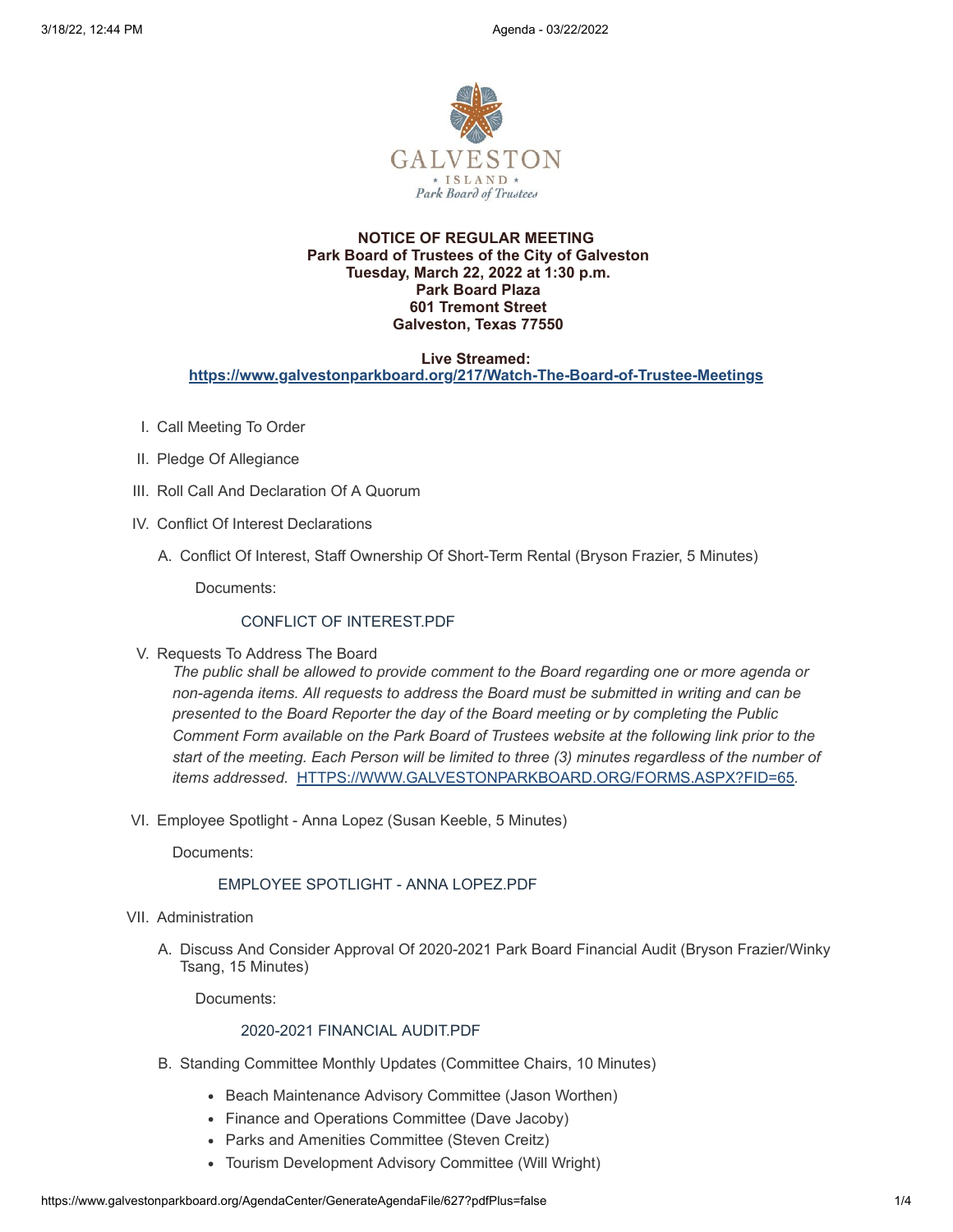GALVESTON

ISLAND

Park Board of Trustees

**NOTICE OF REGULAR MEETING**
**Park Board of Trustees of the City of Galveston**
**Tuesday, March 22, 2022 at 1:30 p.m.**
**Park Board Plaza**
**601 Tremont Street**
**Galveston, Texas 77550**

**Live Streamed:**
**https://www.galvestonparkboard.org/217/Watch-The-Board-of-Trustee-Meetings**

I. Call Meeting To Order

II. Pledge Of Allegiance

III. Roll Call And Declaration Of A Quorum

IV. Conflict Of Interest Declarations

A. Conflict Of Interest, Staff Ownership Of Short-Term Rental (Bryson Frazier, 5 Minutes)

Documents:

CONFLICT OF INTEREST.PDF

V. Requests To Address The Board

*The public shall be allowed to provide comment to the Board regarding one or more agenda or non-agenda items. All requests to address the Board must be submitted in writing and can be presented to the Board Reporter the day of the Board meeting or by completing the Public Comment Form available on the Park Board of Trustees website at the following link prior to the start of the meeting. Each Person will be limited to three (3) minutes regardless of the number of items addressed.* HTTPS://WWW.GALVESTONPARKBOARD.ORG/FORMS.ASPX?FID=65.

VI. Employee Spotlight - Anna Lopez (Susan Keeble, 5 Minutes)

Documents:

EMPLOYEE SPOTLIGHT - ANNA LOPEZ.PDF

VII. Administration

A. Discuss And Consider Approval Of 2020-2021 Park Board Financial Audit (Bryson Frazier/Winky Tsang, 15 Minutes)

Documents:

2020-2021 FINANCIAL AUDIT.PDF

B. Standing Committee Monthly Updates (Committee Chairs, 10 Minutes)

- Beach Maintenance Advisory Committee (Jason Worthen)
- Finance and Operations Committee (Dave Jacoby)
- Parks and Amenities Committee (Steven Creitz)
- Tourism Development Advisory Committee (Will Wright)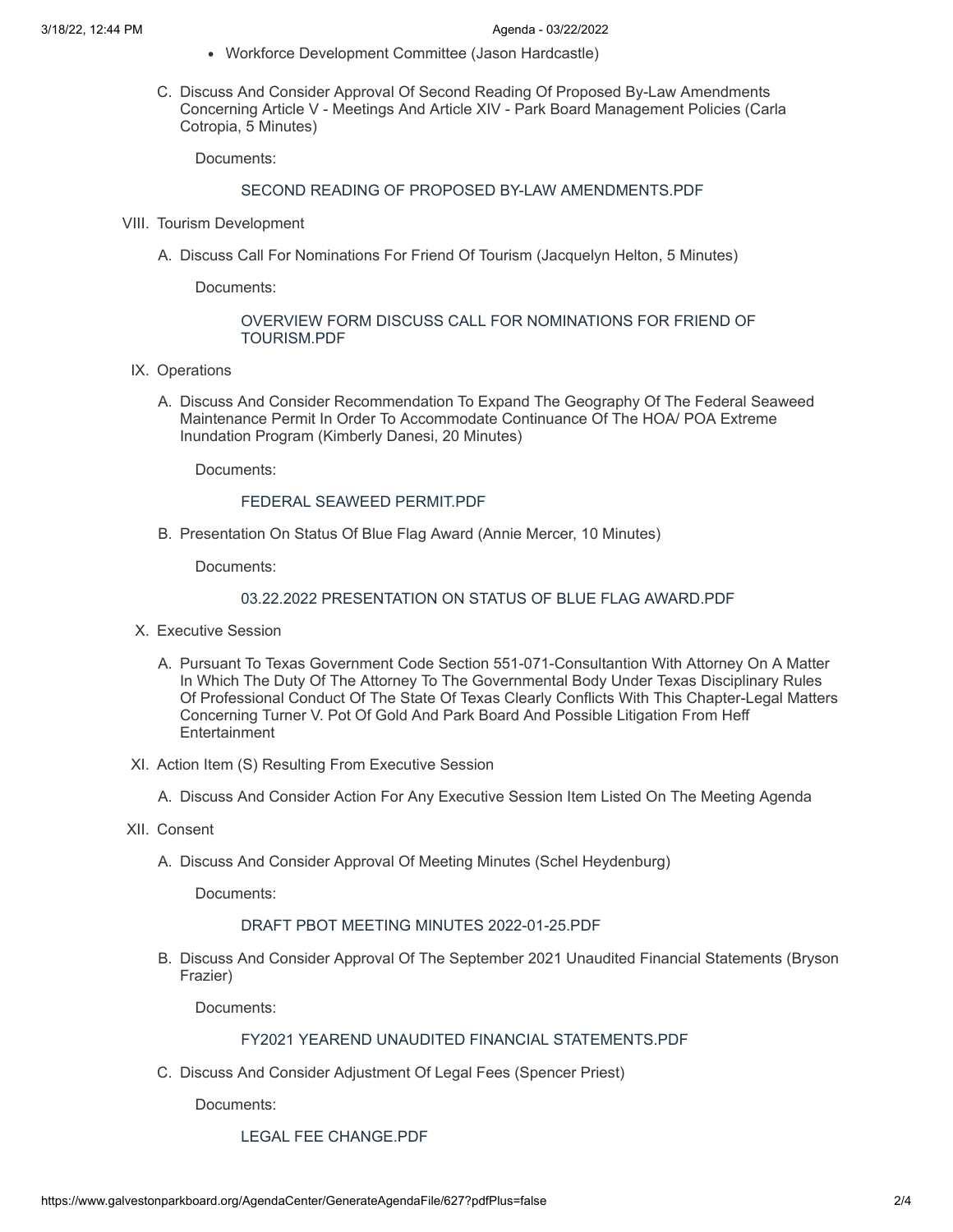- Workforce Development Committee (Jason Hardcastle)

C. Discuss And Consider Approval Of Second Reading Of Proposed By-Law Amendments Concerning Article V - Meetings And Article XIV - Park Board Management Policies (Carla Cotropia, 5 Minutes)

Documents:

SECOND READING OF PROPOSED BY-LAW AMENDMENTS.PDF

VIII. Tourism Development

A. Discuss Call For Nominations For Friend Of Tourism (Jacquelyn Helton, 5 Minutes)

Documents:

OVERVIEW FORM DISCUSS CALL FOR NOMINATIONS FOR FRIEND OF TOURISM.PDF

IX. Operations

A. Discuss And Consider Recommendation To Expand The Geography Of The Federal Seaweed Maintenance Permit In Order To Accommodate Continuance Of The HOA/ POA Extreme Inundation Program (Kimberly Danesi, 20 Minutes)

Documents:

FEDERAL SEAWEED PERMIT.PDF

B. Presentation On Status Of Blue Flag Award (Annie Mercer, 10 Minutes)

Documents:

03.22.2022 PRESENTATION ON STATUS OF BLUE FLAG AWARD.PDF

X. Executive Session

A. Pursuant To Texas Government Code Section 551-071-Consultantion With Attorney On A Matter In Which The Duty Of The Attorney To The Governmental Body Under Texas Disciplinary Rules Of Professional Conduct Of The State Of Texas Clearly Conflicts With This Chapter-Legal Matters Concerning Turner V. Pot Of Gold And Park Board And Possible Litigation From Heff Entertainment

XI. Action Item (S) Resulting From Executive Session

A. Discuss And Consider Action For Any Executive Session Item Listed On The Meeting Agenda

XII. Consent

A. Discuss And Consider Approval Of Meeting Minutes (Schel Heydenburg)

Documents:

DRAFT PBOT MEETING MINUTES 2022-01-25.PDF

B. Discuss And Consider Approval Of The September 2021 Unaudited Financial Statements (Bryson Frazier)

Documents:

FY2021 YEAREND UNAUDITED FINANCIAL STATEMENTS.PDF

C. Discuss And Consider Adjustment Of Legal Fees (Spencer Priest)

Documents:

LEGAL FEE CHANGE.PDF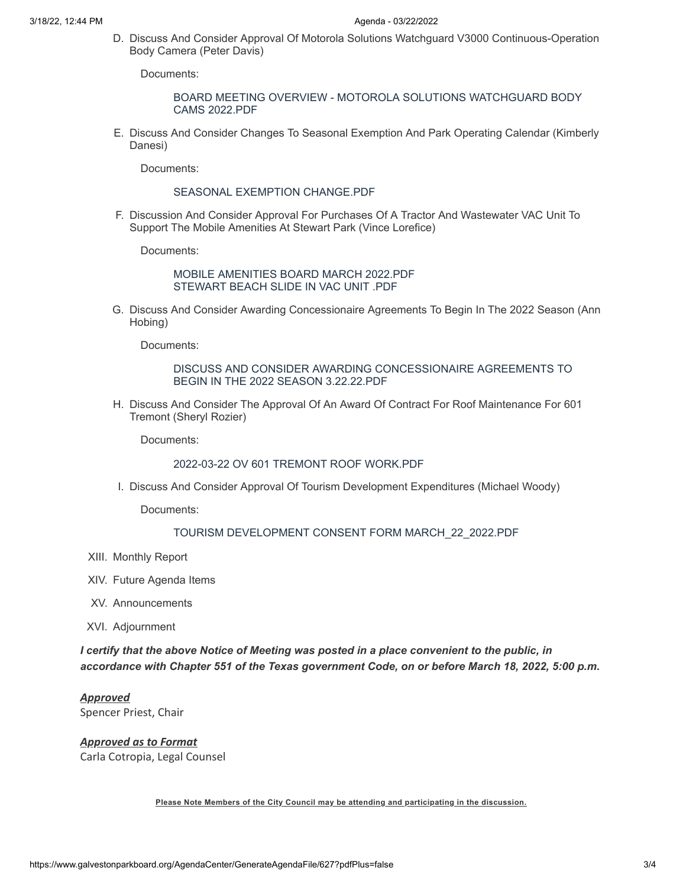D. Discuss And Consider Approval Of Motorola Solutions Watchguard V3000 Continuous-Operation Body Camera (Peter Davis)

   Documents:

   BOARD MEETING OVERVIEW - MOTOROLA SOLUTIONS WATCHGUARD BODY CAMS 2022.PDF

E. Discuss And Consider Changes To Seasonal Exemption And Park Operating Calendar (Kimberly Danesi)

   Documents:

   SEASONAL EXEMPTION CHANGE.PDF

F. Discussion And Consider Approval For Purchases Of A Tractor And Wastewater VAC Unit To Support The Mobile Amenities At Stewart Park (Vince Lorefice)

   Documents:

   MOBILE AMENITIES BOARD MARCH 2022.PDF
   STEWART BEACH SLIDE IN VAC UNIT .PDF

G. Discuss And Consider Awarding Concessionaire Agreements To Begin In The 2022 Season (Ann Hobing)

   Documents:

   DISCUSS AND CONSIDER AWARDING CONCESSIONAIRE AGREEMENTS TO BEGIN IN THE 2022 SEASON 3.22.22.PDF

H. Discuss And Consider The Approval Of An Award Of Contract For Roof Maintenance For 601 Tremont (Sheryl Rozier)

   Documents:

   2022-03-22 OV 601 TREMONT ROOF WORK.PDF

I. Discuss And Consider Approval Of Tourism Development Expenditures (Michael Woody)

   Documents:

   TOURISM DEVELOPMENT CONSENT FORM MARCH_22_2022.PDF

XIII. Monthly Report

XIV. Future Agenda Items

XV. Announcements

XVI. Adjournment

***I certify that the above Notice of Meeting was posted in a place convenient to the public, in accordance with Chapter 551 of the Texas government Code, on or before March 18, 2022, 5:00 p.m.***

***Approved***
Spencer Priest, Chair

***Approved as to Format***
Carla Cotropia, Legal Counsel

**Please Note Members of the City Council may be attending and participating in the discussion.**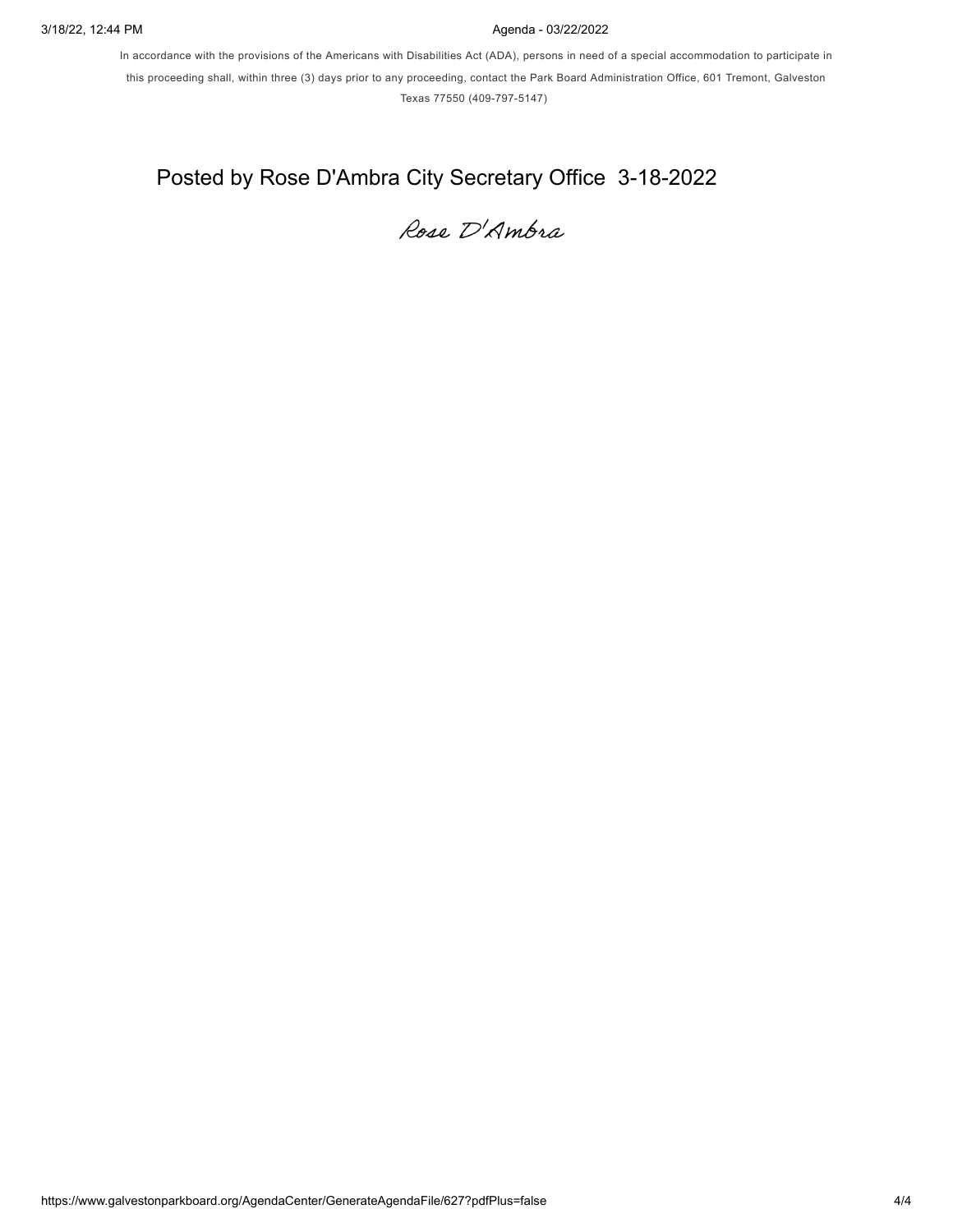In accordance with the provisions of the Americans with Disabilities Act (ADA), persons in need of a special accommodation to participate in this proceeding shall, within three (3) days prior to any proceeding, contact the Park Board Administration Office, 601 Tremont, Galveston Texas 77550 (409-797-5147)

Posted by Rose D'Ambra City Secretary Office 3-18-2022

*Rose D'Ambra*